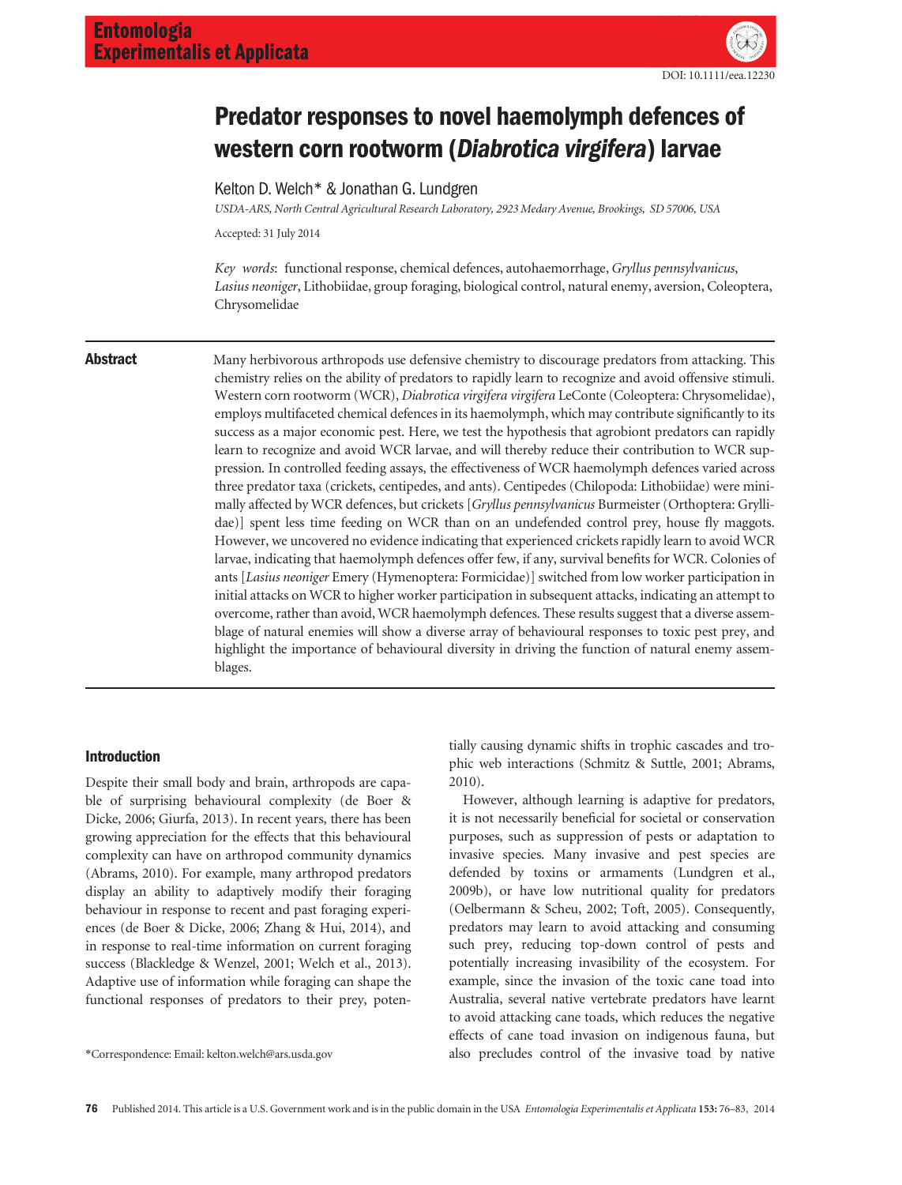DOI: 10.1111/eea.12230

# Predator responses to novel haemolymph defences of western corn rootworm (*Diabrotica virgifera*) larvae

Kelton D. Welch* & Jonathan G. Lundgren

*USDA-ARS, North Central Agricultural Research Laboratory, 2923 Medary Avenue, Brookings, SD 57006, USA*

Accepted: 31 July 2014

*Key words*: functional response, chemical defences, autohaemorrhage, *Gryllus pennsylvanicus*, *Lasius neoniger*, Lithobiidae, group foraging, biological control, natural enemy, aversion, Coleoptera, Chrysomelidae

## Abstract

Many herbivorous arthropods use defensive chemistry to discourage predators from attacking. This chemistry relies on the ability of predators to rapidly learn to recognize and avoid offensive stimuli. Western corn rootworm (WCR), *Diabrotica virgifera virgifera* LeConte (Coleoptera: Chrysomelidae), employs multifaceted chemical defences in its haemolymph, which may contribute significantly to its success as a major economic pest. Here, we test the hypothesis that agrobiont predators can rapidly learn to recognize and avoid WCR larvae, and will thereby reduce their contribution to WCR suppression. In controlled feeding assays, the effectiveness of WCR haemolymph defences varied across three predator taxa (crickets, centipedes, and ants). Centipedes (Chilopoda: Lithobiidae) were minimally affected by WCR defences, but crickets [*Gryllus pennsylvanicus* Burmeister (Orthoptera: Gryllidae)] spent less time feeding on WCR than on an undefended control prey, house fly maggots. However, we uncovered no evidence indicating that experienced crickets rapidly learn to avoid WCR larvae, indicating that haemolymph defences offer few, if any, survival benefits for WCR. Colonies of ants [*Lasius neoniger* Emery (Hymenoptera: Formicidae)] switched from low worker participation in initial attacks on WCR to higher worker participation in subsequent attacks, indicating an attempt to overcome, rather than avoid, WCR haemolymph defences. These results suggest that a diverse assemblage of natural enemies will show a diverse array of behavioural responses to toxic pest prey, and highlight the importance of behavioural diversity in driving the function of natural enemy assemblages.

## Introduction

Despite their small body and brain, arthropods are capable of surprising behavioural complexity (de Boer & Dicke, 2006; Giurfa, 2013). In recent years, there has been growing appreciation for the effects that this behavioural complexity can have on arthropod community dynamics (Abrams, 2010). For example, many arthropod predators display an ability to adaptively modify their foraging behaviour in response to recent and past foraging experiences (de Boer & Dicke, 2006; Zhang & Hui, 2014), and in response to real-time information on current foraging success (Blackledge & Wenzel, 2001; Welch et al., 2013). Adaptive use of information while foraging can shape the functional responses of predators to their prey, potentially causing dynamic shifts in trophic cascades and trophic web interactions (Schmitz & Suttle, 2001; Abrams, 2010).

However, although learning is adaptive for predators, it is not necessarily beneficial for societal or conservation purposes, such as suppression of pests or adaptation to invasive species. Many invasive and pest species are defended by toxins or armaments (Lundgren et al., 2009b), or have low nutritional quality for predators (Oelbermann & Scheu, 2002; Toft, 2005). Consequently, predators may learn to avoid attacking and consuming such prey, reducing top-down control of pests and potentially increasing invasibility of the ecosystem. For example, since the invasion of the toxic cane toad into Australia, several native vertebrate predators have learnt to avoid attacking cane toads, which reduces the negative effects of cane toad invasion on indigenous fauna, but also precludes control of the invasive toad by native

*Correspondence: Email: kelton.welch@ars.usda.gov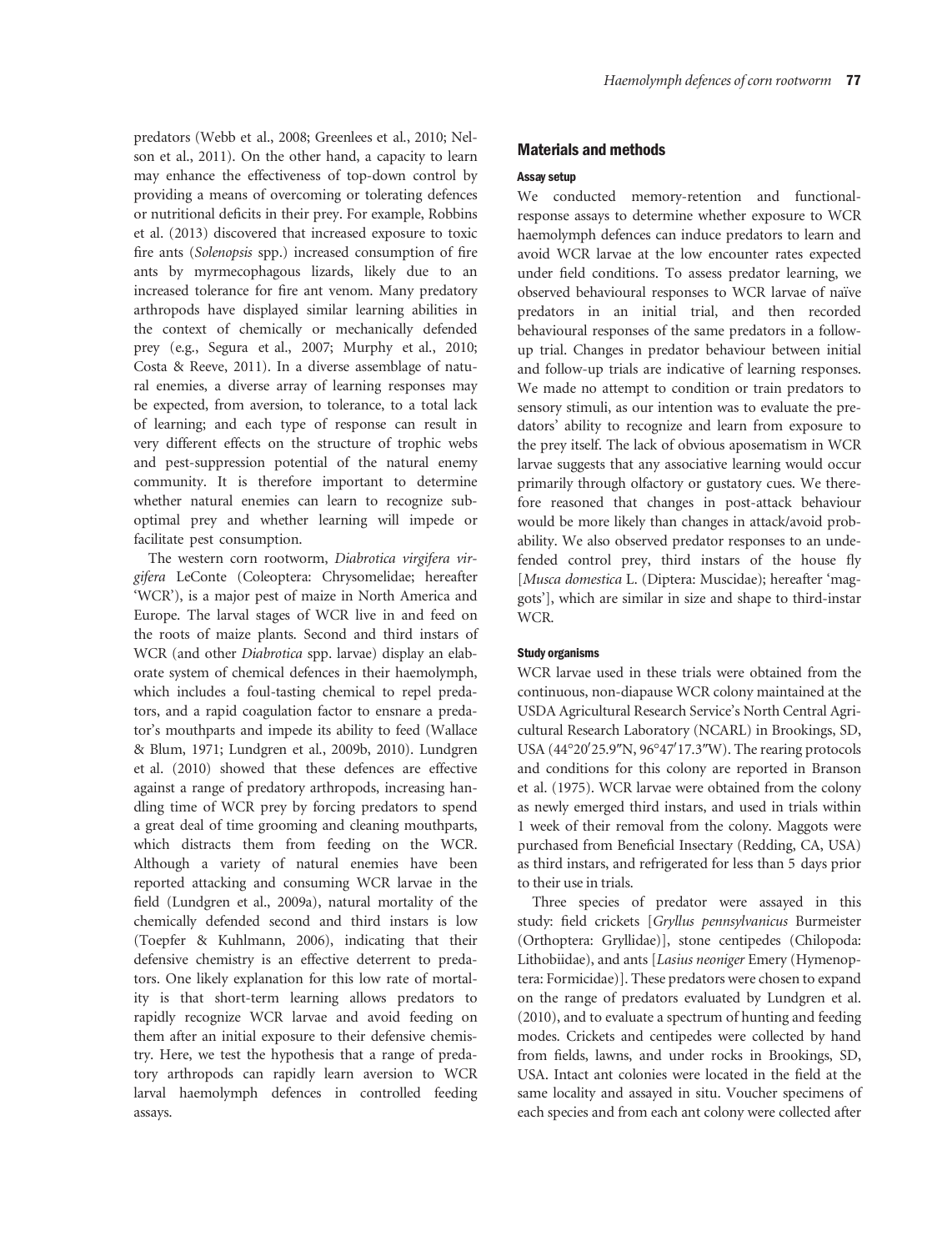predators (Webb et al., 2008; Greenlees et al., 2010; Nelson et al., 2011). On the other hand, a capacity to learn may enhance the effectiveness of top-down control by providing a means of overcoming or tolerating defences or nutritional deficits in their prey. For example, Robbins et al. (2013) discovered that increased exposure to toxic fire ants (*Solenopsis* spp.) increased consumption of fire ants by myrmecophagous lizards, likely due to an increased tolerance for fire ant venom. Many predatory arthropods have displayed similar learning abilities in the context of chemically or mechanically defended prey (e.g., Segura et al., 2007; Murphy et al., 2010; Costa & Reeve, 2011). In a diverse assemblage of natural enemies, a diverse array of learning responses may be expected, from aversion, to tolerance, to a total lack of learning; and each type of response can result in very different effects on the structure of trophic webs and pest-suppression potential of the natural enemy community. It is therefore important to determine whether natural enemies can learn to recognize suboptimal prey and whether learning will impede or facilitate pest consumption.

The western corn rootworm, *Diabrotica virgifera virgifera* LeConte (Coleoptera: Chrysomelidae; hereafter 'WCR'), is a major pest of maize in North America and Europe. The larval stages of WCR live in and feed on the roots of maize plants. Second and third instars of WCR (and other *Diabrotica* spp. larvae) display an elaborate system of chemical defences in their haemolymph, which includes a foul-tasting chemical to repel predators, and a rapid coagulation factor to ensnare a predator's mouthparts and impede its ability to feed (Wallace & Blum, 1971; Lundgren et al., 2009b, 2010). Lundgren et al. (2010) showed that these defences are effective against a range of predatory arthropods, increasing handling time of WCR prey by forcing predators to spend a great deal of time grooming and cleaning mouthparts, which distracts them from feeding on the WCR. Although a variety of natural enemies have been reported attacking and consuming WCR larvae in the field (Lundgren et al., 2009a), natural mortality of the chemically defended second and third instars is low (Toepfer & Kuhlmann, 2006), indicating that their defensive chemistry is an effective deterrent to predators. One likely explanation for this low rate of mortality is that short-term learning allows predators to rapidly recognize WCR larvae and avoid feeding on them after an initial exposure to their defensive chemistry. Here, we test the hypothesis that a range of predatory arthropods can rapidly learn aversion to WCR larval haemolymph defences in controlled feeding assays.

## Materials and methods

### Assay setup

We conducted memory-retention and functional-response assays to determine whether exposure to WCR haemolymph defences can induce predators to learn and avoid WCR larvae at the low encounter rates expected under field conditions. To assess predator learning, we observed behavioural responses to WCR larvae of naïve predators in an initial trial, and then recorded behavioural responses of the same predators in a follow-up trial. Changes in predator behaviour between initial and follow-up trials are indicative of learning responses. We made no attempt to condition or train predators to sensory stimuli, as our intention was to evaluate the predators' ability to recognize and learn from exposure to the prey itself. The lack of obvious aposematism in WCR larvae suggests that any associative learning would occur primarily through olfactory or gustatory cues. We therefore reasoned that changes in post-attack behaviour would be more likely than changes in attack/avoid probability. We also observed predator responses to an undefended control prey, third instars of the house fly [*Musca domestica* L. (Diptera: Muscidae); hereafter 'maggots'], which are similar in size and shape to third-instar WCR.

### Study organisms

WCR larvae used in these trials were obtained from the continuous, non-diapause WCR colony maintained at the USDA Agricultural Research Service's North Central Agricultural Research Laboratory (NCARL) in Brookings, SD, USA (44°20′25.9″N, 96°47′17.3″W). The rearing protocols and conditions for this colony are reported in Branson et al. (1975). WCR larvae were obtained from the colony as newly emerged third instars, and used in trials within 1 week of their removal from the colony. Maggots were purchased from Beneficial Insectary (Redding, CA, USA) as third instars, and refrigerated for less than 5 days prior to their use in trials.

Three species of predator were assayed in this study: field crickets [*Gryllus pennsylvanicus* Burmeister (Orthoptera: Gryllidae)], stone centipedes (Chilopoda: Lithobiidae), and ants [*Lasius neoniger* Emery (Hymenoptera: Formicidae)]. These predators were chosen to expand on the range of predators evaluated by Lundgren et al. (2010), and to evaluate a spectrum of hunting and feeding modes. Crickets and centipedes were collected by hand from fields, lawns, and under rocks in Brookings, SD, USA. Intact ant colonies were located in the field at the same locality and assayed in situ. Voucher specimens of each species and from each ant colony were collected after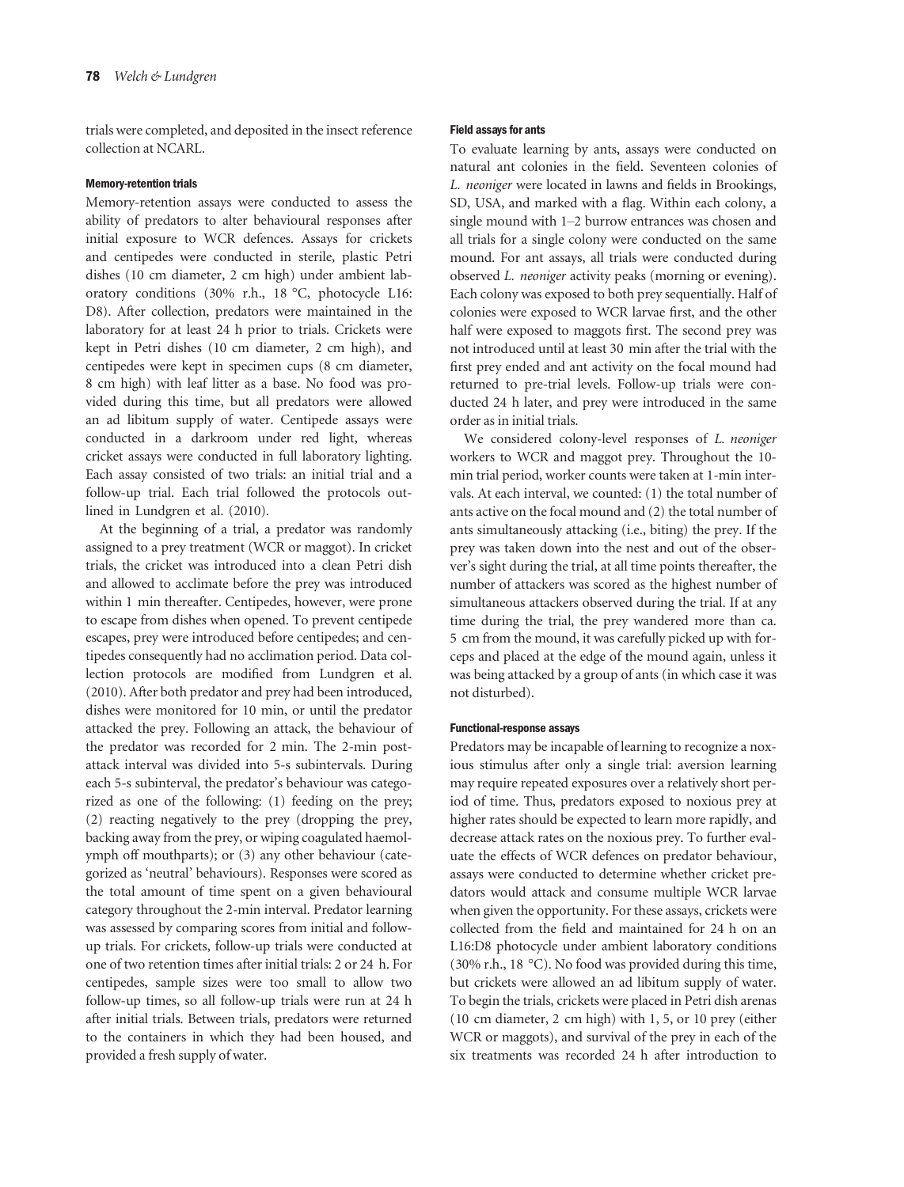trials were completed, and deposited in the insect reference collection at NCARL.

### Memory-retention trials

Memory-retention assays were conducted to assess the ability of predators to alter behavioural responses after initial exposure to WCR defences. Assays for crickets and centipedes were conducted in sterile, plastic Petri dishes (10 cm diameter, 2 cm high) under ambient laboratory conditions (30% r.h., 18 °C, photocycle L16: D8). After collection, predators were maintained in the laboratory for at least 24 h prior to trials. Crickets were kept in Petri dishes (10 cm diameter, 2 cm high), and centipedes were kept in specimen cups (8 cm diameter, 8 cm high) with leaf litter as a base. No food was provided during this time, but all predators were allowed an ad libitum supply of water. Centipede assays were conducted in a darkroom under red light, whereas cricket assays were conducted in full laboratory lighting. Each assay consisted of two trials: an initial trial and a follow-up trial. Each trial followed the protocols outlined in Lundgren et al. (2010).

At the beginning of a trial, a predator was randomly assigned to a prey treatment (WCR or maggot). In cricket trials, the cricket was introduced into a clean Petri dish and allowed to acclimate before the prey was introduced within 1 min thereafter. Centipedes, however, were prone to escape from dishes when opened. To prevent centipede escapes, prey were introduced before centipedes; and centipedes consequently had no acclimation period. Data collection protocols are modified from Lundgren et al. (2010). After both predator and prey had been introduced, dishes were monitored for 10 min, or until the predator attacked the prey. Following an attack, the behaviour of the predator was recorded for 2 min. The 2-min post-attack interval was divided into 5-s subintervals. During each 5-s subinterval, the predator's behaviour was categorized as one of the following: (1) feeding on the prey; (2) reacting negatively to the prey (dropping the prey, backing away from the prey, or wiping coagulated haemolymph off mouthparts); or (3) any other behaviour (categorized as 'neutral' behaviours). Responses were scored as the total amount of time spent on a given behavioural category throughout the 2-min interval. Predator learning was assessed by comparing scores from initial and follow-up trials. For crickets, follow-up trials were conducted at one of two retention times after initial trials: 2 or 24 h. For centipedes, sample sizes were too small to allow two follow-up times, so all follow-up trials were run at 24 h after initial trials. Between trials, predators were returned to the containers in which they had been housed, and provided a fresh supply of water.

### Field assays for ants

To evaluate learning by ants, assays were conducted on natural ant colonies in the field. Seventeen colonies of *L. neoniger* were located in lawns and fields in Brookings, SD, USA, and marked with a flag. Within each colony, a single mound with 1–2 burrow entrances was chosen and all trials for a single colony were conducted on the same mound. For ant assays, all trials were conducted during observed *L. neoniger* activity peaks (morning or evening). Each colony was exposed to both prey sequentially. Half of colonies were exposed to WCR larvae first, and the other half were exposed to maggots first. The second prey was not introduced until at least 30 min after the trial with the first prey ended and ant activity on the focal mound had returned to pre-trial levels. Follow-up trials were conducted 24 h later, and prey were introduced in the same order as in initial trials.

We considered colony-level responses of *L. neoniger* workers to WCR and maggot prey. Throughout the 10-min trial period, worker counts were taken at 1-min intervals. At each interval, we counted: (1) the total number of ants active on the focal mound and (2) the total number of ants simultaneously attacking (i.e., biting) the prey. If the prey was taken down into the nest and out of the observer's sight during the trial, at all time points thereafter, the number of attackers was scored as the highest number of simultaneous attackers observed during the trial. If at any time during the trial, the prey wandered more than ca. 5 cm from the mound, it was carefully picked up with forceps and placed at the edge of the mound again, unless it was being attacked by a group of ants (in which case it was not disturbed).

### Functional-response assays

Predators may be incapable of learning to recognize a noxious stimulus after only a single trial: aversion learning may require repeated exposures over a relatively short period of time. Thus, predators exposed to noxious prey at higher rates should be expected to learn more rapidly, and decrease attack rates on the noxious prey. To further evaluate the effects of WCR defences on predator behaviour, assays were conducted to determine whether cricket predators would attack and consume multiple WCR larvae when given the opportunity. For these assays, crickets were collected from the field and maintained for 24 h on an L16:D8 photocycle under ambient laboratory conditions (30% r.h., 18 °C). No food was provided during this time, but crickets were allowed an ad libitum supply of water. To begin the trials, crickets were placed in Petri dish arenas (10 cm diameter, 2 cm high) with 1, 5, or 10 prey (either WCR or maggots), and survival of the prey in each of the six treatments was recorded 24 h after introduction to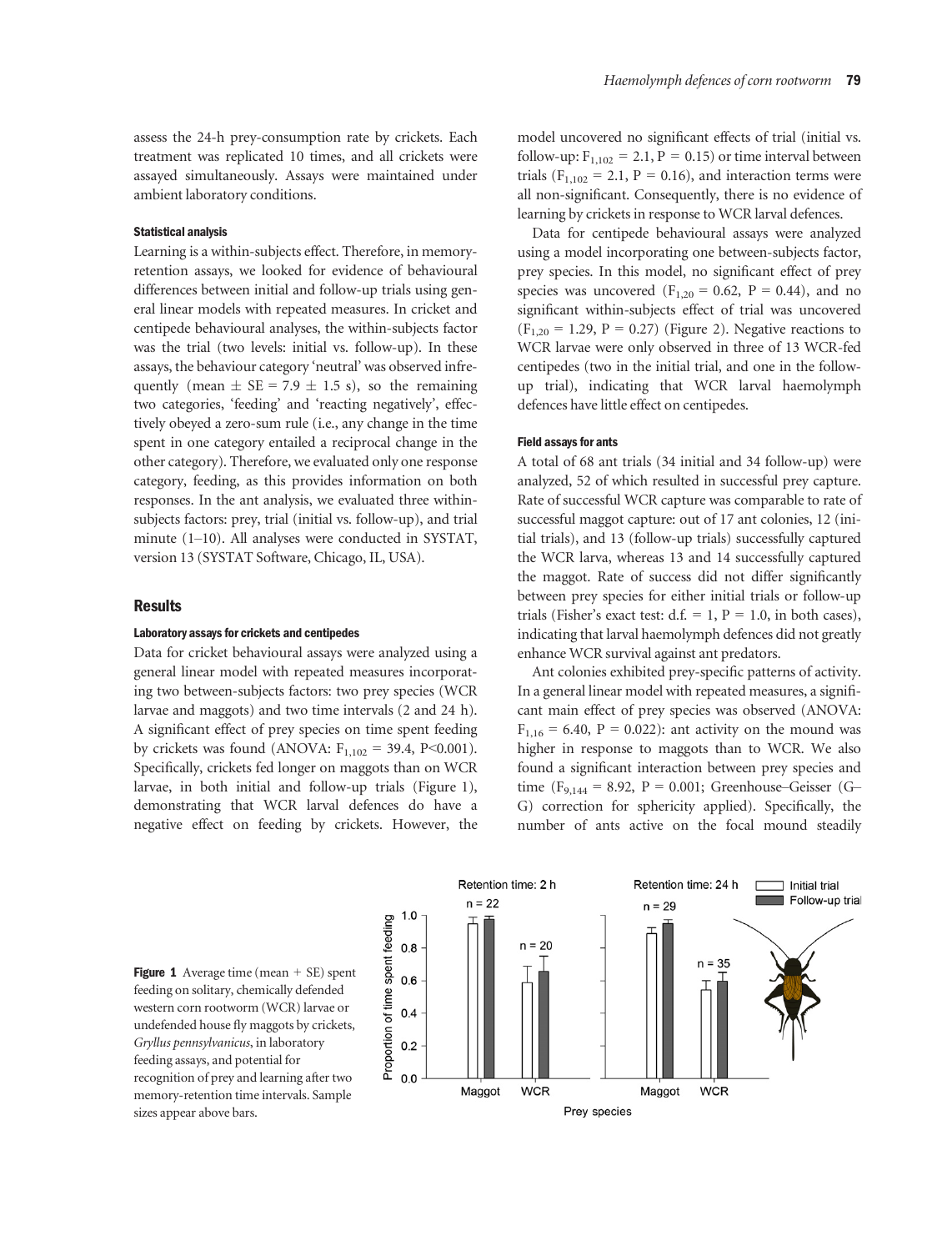assess the 24-h prey-consumption rate by crickets. Each treatment was replicated 10 times, and all crickets were assayed simultaneously. Assays were maintained under ambient laboratory conditions.

#### Statistical analysis

Learning is a within-subjects effect. Therefore, in memory-retention assays, we looked for evidence of behavioural differences between initial and follow-up trials using general linear models with repeated measures. In cricket and centipede behavioural analyses, the within-subjects factor was the trial (two levels: initial vs. follow-up). In these assays, the behaviour category 'neutral' was observed infrequently (mean $\pm$ SE = 7.9 $\pm$ 1.5 s), so the remaining two categories, 'feeding' and 'reacting negatively', effectively obeyed a zero-sum rule (i.e., any change in the time spent in one category entailed a reciprocal change in the other category). Therefore, we evaluated only one response category, feeding, as this provides information on both responses. In the ant analysis, we evaluated three within-subjects factors: prey, trial (initial vs. follow-up), and trial minute (1–10). All analyses were conducted in SYSTAT, version 13 (SYSTAT Software, Chicago, IL, USA).

## Results

#### Laboratory assays for crickets and centipedes

Data for cricket behavioural assays were analyzed using a general linear model with repeated measures incorporating two between-subjects factors: two prey species (WCR larvae and maggots) and two time intervals (2 and 24 h). A significant effect of prey species on time spent feeding by crickets was found (ANOVA: $F_{1,102}$ = 39.4, P<0.001). Specifically, crickets fed longer on maggots than on WCR larvae, in both initial and follow-up trials (Figure 1), demonstrating that WCR larval defences do have a negative effect on feeding by crickets. However, the model uncovered no significant effects of trial (initial vs. follow-up: $F_{1,102}$ = 2.1, P = 0.15) or time interval between trials ($F_{1,102}$ = 2.1, P = 0.16), and interaction terms were all non-significant. Consequently, there is no evidence of learning by crickets in response to WCR larval defences.

Data for centipede behavioural assays were analyzed using a model incorporating one between-subjects factor, prey species. In this model, no significant effect of prey species was uncovered ($F_{1,20}$ = 0.62, P = 0.44), and no significant within-subjects effect of trial was uncovered ($F_{1,20}$ = 1.29, P = 0.27) (Figure 2). Negative reactions to WCR larvae were only observed in three of 13 WCR-fed centipedes (two in the initial trial, and one in the follow-up trial), indicating that WCR larval haemolymph defences have little effect on centipedes.

#### Field assays for ants

A total of 68 ant trials (34 initial and 34 follow-up) were analyzed, 52 of which resulted in successful prey capture. Rate of successful WCR capture was comparable to rate of successful maggot capture: out of 17 ant colonies, 12 (initial trials), and 13 (follow-up trials) successfully captured the WCR larva, whereas 13 and 14 successfully captured the maggot. Rate of success did not differ significantly between prey species for either initial trials or follow-up trials (Fisher's exact test: d.f. = 1, P = 1.0, in both cases), indicating that larval haemolymph defences did not greatly enhance WCR survival against ant predators.

Ant colonies exhibited prey-specific patterns of activity. In a general linear model with repeated measures, a significant main effect of prey species was observed (ANOVA: $F_{1,16}$ = 6.40, P = 0.022): ant activity on the mound was higher in response to maggots than to WCR. We also found a significant interaction between prey species and time ($F_{9,144}$ = 8.92, P = 0.001; Greenhouse–Geisser (G–G) correction for sphericity applied). Specifically, the number of ants active on the focal mound steadily

**Figure 1** Average time (mean + SE) spent feeding on solitary, chemically defended western corn rootworm (WCR) larvae or undefended house fly maggots by crickets, *Gryllus pennsylvanicus*, in laboratory feeding assays, and potential for recognition of prey and learning after two memory-retention time intervals. Sample sizes appear above bars.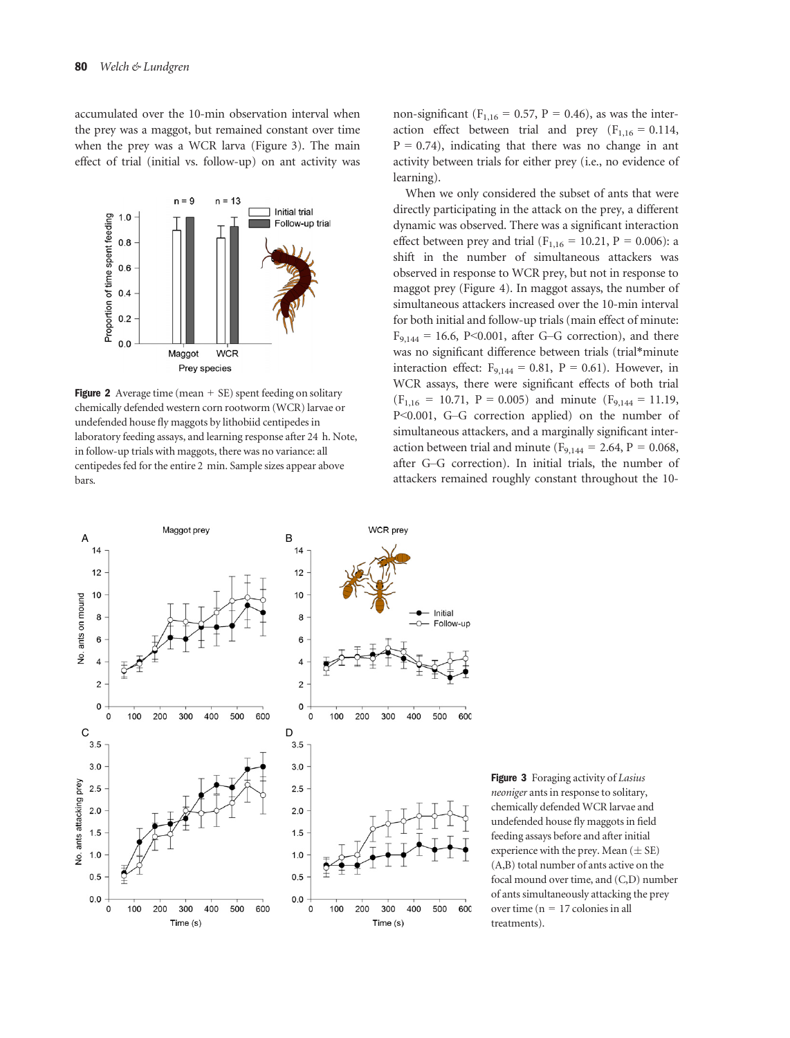accumulated over the 10-min observation interval when the prey was a maggot, but remained constant over time when the prey was a WCR larva (Figure 3). The main effect of trial (initial vs. follow-up) on ant activity was non-significant ($F_{1,16}$ = 0.57, P = 0.46), as was the interaction effect between trial and prey ($F_{1,16}$ = 0.114, P = 0.74), indicating that there was no change in ant activity between trials for either prey (i.e., no evidence of learning).

When we only considered the subset of ants that were directly participating in the attack on the prey, a different dynamic was observed. There was a significant interaction effect between prey and trial ($F_{1,16}$ = 10.21, P = 0.006): a shift in the number of simultaneous attackers was observed in response to WCR prey, but not in response to maggot prey (Figure 4). In maggot assays, the number of simultaneous attackers increased over the 10-min interval for both initial and follow-up trials (main effect of minute: $F_{9,144}$ = 16.6, P<0.001, after G–G correction), and there was no significant difference between trials (trial*minute interaction effect: $F_{9,144}$ = 0.81, P = 0.61). However, in WCR assays, there were significant effects of both trial ($F_{1,16}$ = 10.71, P = 0.005) and minute ($F_{9,144}$ = 11.19, P<0.001, G–G correction applied) on the number of simultaneous attackers, and a marginally significant interaction between trial and minute ($F_{9,144}$ = 2.64, P = 0.068, after G–G correction). In initial trials, the number of attackers remained roughly constant throughout the 10-

**Figure 2** Average time (mean + SE) spent feeding on solitary chemically defended western corn rootworm (WCR) larvae or undefended house fly maggots by lithobiid centipedes in laboratory feeding assays, and learning response after 24 h. Note, in follow-up trials with maggots, there was no variance: all centipedes fed for the entire 2 min. Sample sizes appear above bars.

**Figure 3** Foraging activity of *Lasius neoniger* ants in response to solitary, chemically defended WCR larvae and undefended house fly maggots in field feeding assays before and after initial experience with the prey. Mean (± SE) (A,B) total number of ants active on the focal mound over time, and (C,D) number of ants simultaneously attacking the prey over time (n = 17 colonies in all treatments).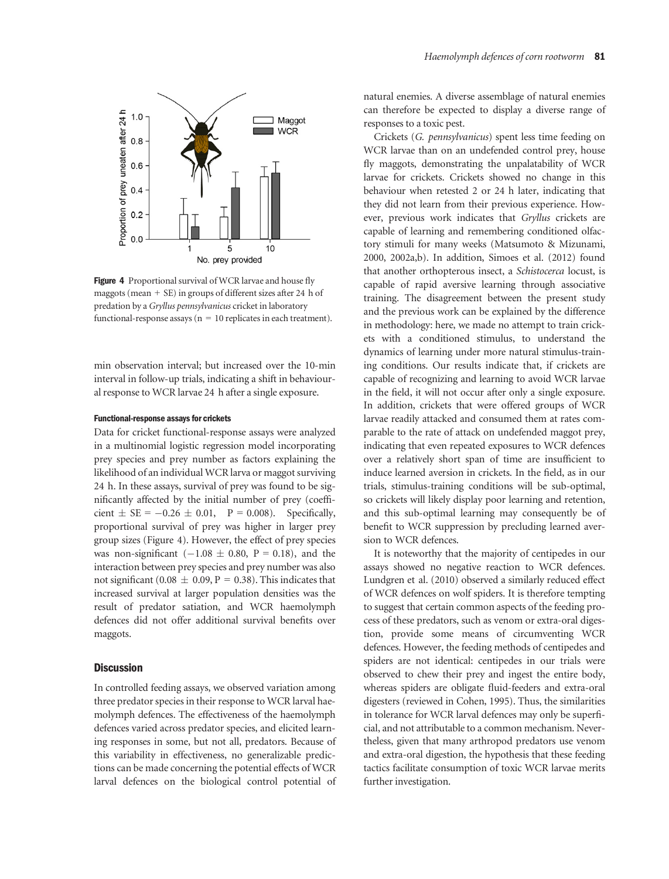Figure 4 Proportional survival of WCR larvae and house fly maggots (mean + SE) in groups of different sizes after 24 h of predation by a *Gryllus pennsylvanicus* cricket in laboratory functional-response assays (n = 10 replicates in each treatment).

min observation interval; but increased over the 10-min interval in follow-up trials, indicating a shift in behavioural response to WCR larvae 24 h after a single exposure.

#### Functional-response assays for crickets

Data for cricket functional-response assays were analyzed in a multinomial logistic regression model incorporating prey species and prey number as factors explaining the likelihood of an individual WCR larva or maggot surviving 24 h. In these assays, survival of prey was found to be significantly affected by the initial number of prey (coefficient $\pm$ SE = $-0.26 \pm 0.01$, P = 0.008). Specifically, proportional survival of prey was higher in larger prey group sizes (Figure 4). However, the effect of prey species was non-significant ($-1.08 \pm 0.80$, P = 0.18), and the interaction between prey species and prey number was also not significant ($0.08 \pm 0.09$, P = 0.38). This indicates that increased survival at larger population densities was the result of predator satiation, and WCR haemolymph defences did not offer additional survival benefits over maggots.

## Discussion

In controlled feeding assays, we observed variation among three predator species in their response to WCR larval haemolymph defences. The effectiveness of the haemolymph defences varied across predator species, and elicited learning responses in some, but not all, predators. Because of this variability in effectiveness, no generalizable predictions can be made concerning the potential effects of WCR larval defences on the biological control potential of natural enemies. A diverse assemblage of natural enemies can therefore be expected to display a diverse range of responses to a toxic pest.

Crickets (*G. pennsylvanicus*) spent less time feeding on WCR larvae than on an undefended control prey, house fly maggots, demonstrating the unpalatability of WCR larvae for crickets. Crickets showed no change in this behaviour when retested 2 or 24 h later, indicating that they did not learn from their previous experience. However, previous work indicates that *Gryllus* crickets are capable of learning and remembering conditioned olfactory stimuli for many weeks (Matsumoto & Mizunami, 2000, 2002a,b). In addition, Simoes et al. (2012) found that another orthopterous insect, a *Schistocerca* locust, is capable of rapid aversive learning through associative training. The disagreement between the present study and the previous work can be explained by the difference in methodology: here, we made no attempt to train crickets with a conditioned stimulus, to understand the dynamics of learning under more natural stimulus-training conditions. Our results indicate that, if crickets are capable of recognizing and learning to avoid WCR larvae in the field, it will not occur after only a single exposure. In addition, crickets that were offered groups of WCR larvae readily attacked and consumed them at rates comparable to the rate of attack on undefended maggot prey, indicating that even repeated exposures to WCR defences over a relatively short span of time are insufficient to induce learned aversion in crickets. In the field, as in our trials, stimulus-training conditions will be sub-optimal, so crickets will likely display poor learning and retention, and this sub-optimal learning may consequently be of benefit to WCR suppression by precluding learned aversion to WCR defences.

It is noteworthy that the majority of centipedes in our assays showed no negative reaction to WCR defences. Lundgren et al. (2010) observed a similarly reduced effect of WCR defences on wolf spiders. It is therefore tempting to suggest that certain common aspects of the feeding process of these predators, such as venom or extra-oral digestion, provide some means of circumventing WCR defences. However, the feeding methods of centipedes and spiders are not identical: centipedes in our trials were observed to chew their prey and ingest the entire body, whereas spiders are obligate fluid-feeders and extra-oral digesters (reviewed in Cohen, 1995). Thus, the similarities in tolerance for WCR larval defences may only be superficial, and not attributable to a common mechanism. Nevertheless, given that many arthropod predators use venom and extra-oral digestion, the hypothesis that these feeding tactics facilitate consumption of toxic WCR larvae merits further investigation.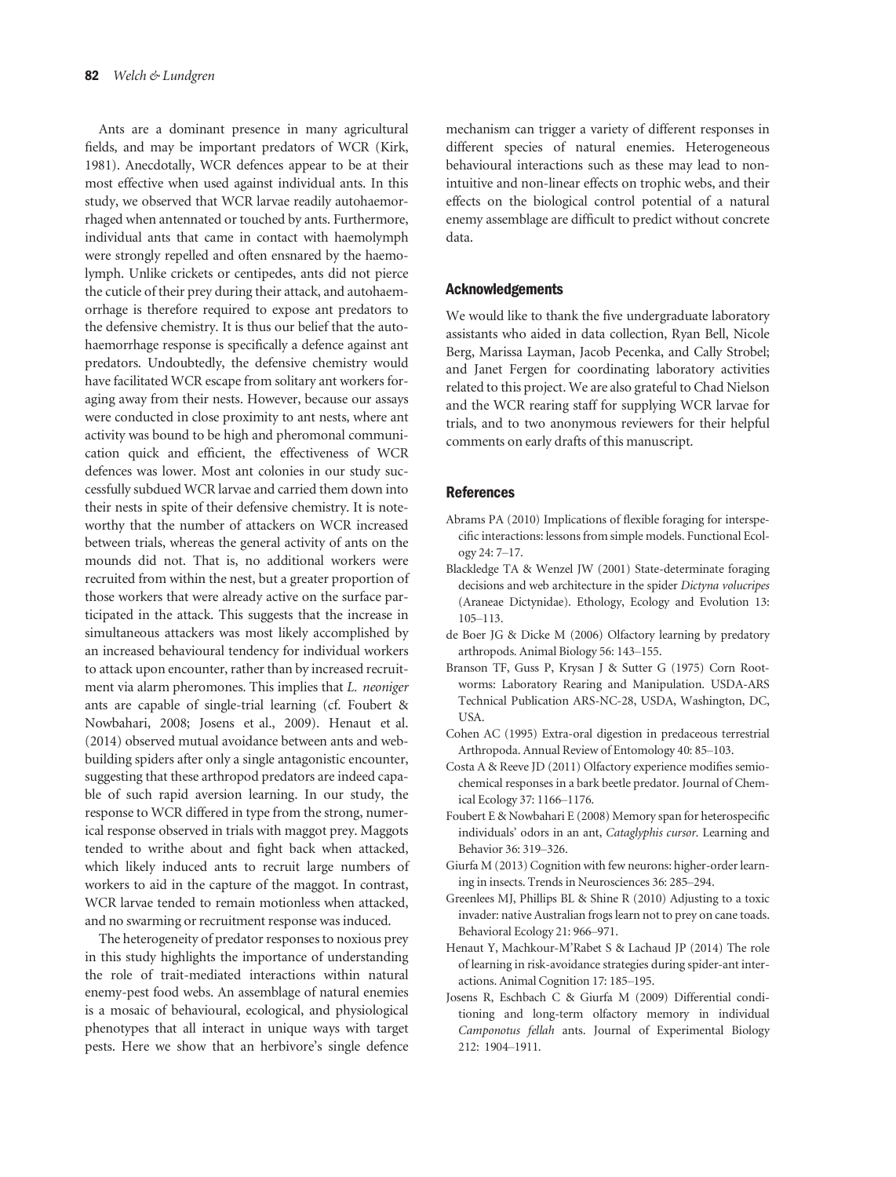Ants are a dominant presence in many agricultural fields, and may be important predators of WCR (Kirk, 1981). Anecdotally, WCR defences appear to be at their most effective when used against individual ants. In this study, we observed that WCR larvae readily autohaemorrhaged when antennated or touched by ants. Furthermore, individual ants that came in contact with haemolymph were strongly repelled and often ensnared by the haemolymph. Unlike crickets or centipedes, ants did not pierce the cuticle of their prey during their attack, and autohaemorrhage is therefore required to expose ant predators to the defensive chemistry. It is thus our belief that the autohaemorrhage response is specifically a defence against ant predators. Undoubtedly, the defensive chemistry would have facilitated WCR escape from solitary ant workers foraging away from their nests. However, because our assays were conducted in close proximity to ant nests, where ant activity was bound to be high and pheromonal communication quick and efficient, the effectiveness of WCR defences was lower. Most ant colonies in our study successfully subdued WCR larvae and carried them down into their nests in spite of their defensive chemistry. It is noteworthy that the number of attackers on WCR increased between trials, whereas the general activity of ants on the mounds did not. That is, no additional workers were recruited from within the nest, but a greater proportion of those workers that were already active on the surface participated in the attack. This suggests that the increase in simultaneous attackers was most likely accomplished by an increased behavioural tendency for individual workers to attack upon encounter, rather than by increased recruitment via alarm pheromones. This implies that *L. neoniger* ants are capable of single-trial learning (cf. Foubert & Nowbahari, 2008; Josens et al., 2009). Henaut et al. (2014) observed mutual avoidance between ants and web-building spiders after only a single antagonistic encounter, suggesting that these arthropod predators are indeed capable of such rapid aversion learning. In our study, the response to WCR differed in type from the strong, numerical response observed in trials with maggot prey. Maggots tended to writhe about and fight back when attacked, which likely induced ants to recruit large numbers of workers to aid in the capture of the maggot. In contrast, WCR larvae tended to remain motionless when attacked, and no swarming or recruitment response was induced.

The heterogeneity of predator responses to noxious prey in this study highlights the importance of understanding the role of trait-mediated interactions within natural enemy-pest food webs. An assemblage of natural enemies is a mosaic of behavioural, ecological, and physiological phenotypes that all interact in unique ways with target pests. Here we show that an herbivore's single defence mechanism can trigger a variety of different responses in different species of natural enemies. Heterogeneous behavioural interactions such as these may lead to non-intuitive and non-linear effects on trophic webs, and their effects on the biological control potential of a natural enemy assemblage are difficult to predict without concrete data.

## Acknowledgements

We would like to thank the five undergraduate laboratory assistants who aided in data collection, Ryan Bell, Nicole Berg, Marissa Layman, Jacob Pecenka, and Cally Strobel; and Janet Fergen for coordinating laboratory activities related to this project. We are also grateful to Chad Nielson and the WCR rearing staff for supplying WCR larvae for trials, and to two anonymous reviewers for their helpful comments on early drafts of this manuscript.

## References

Abrams PA (2010) Implications of flexible foraging for interspecific interactions: lessons from simple models. Functional Ecology 24: 7–17.

Blackledge TA & Wenzel JW (2001) State-determinate foraging decisions and web architecture in the spider *Dictyna volucripes* (Araneae Dictynidae). Ethology, Ecology and Evolution 13: 105–113.

de Boer JG & Dicke M (2006) Olfactory learning by predatory arthropods. Animal Biology 56: 143–155.

Branson TF, Guss P, Krysan J & Sutter G (1975) Corn Rootworms: Laboratory Rearing and Manipulation. USDA-ARS Technical Publication ARS-NC-28, USDA, Washington, DC, USA.

Cohen AC (1995) Extra-oral digestion in predaceous terrestrial Arthropoda. Annual Review of Entomology 40: 85–103.

Costa A & Reeve JD (2011) Olfactory experience modifies semiochemical responses in a bark beetle predator. Journal of Chemical Ecology 37: 1166–1176.

Foubert E & Nowbahari E (2008) Memory span for heterospecific individuals' odors in an ant, *Cataglyphis cursor*. Learning and Behavior 36: 319–326.

Giurfa M (2013) Cognition with few neurons: higher-order learning in insects. Trends in Neurosciences 36: 285–294.

Greenlees MJ, Phillips BL & Shine R (2010) Adjusting to a toxic invader: native Australian frogs learn not to prey on cane toads. Behavioral Ecology 21: 966–971.

Henaut Y, Machkour-M'Rabet S & Lachaud JP (2014) The role of learning in risk-avoidance strategies during spider-ant interactions. Animal Cognition 17: 185–195.

Josens R, Eschbach C & Giurfa M (2009) Differential conditioning and long-term olfactory memory in individual *Camponotus fellah* ants. Journal of Experimental Biology 212: 1904–1911.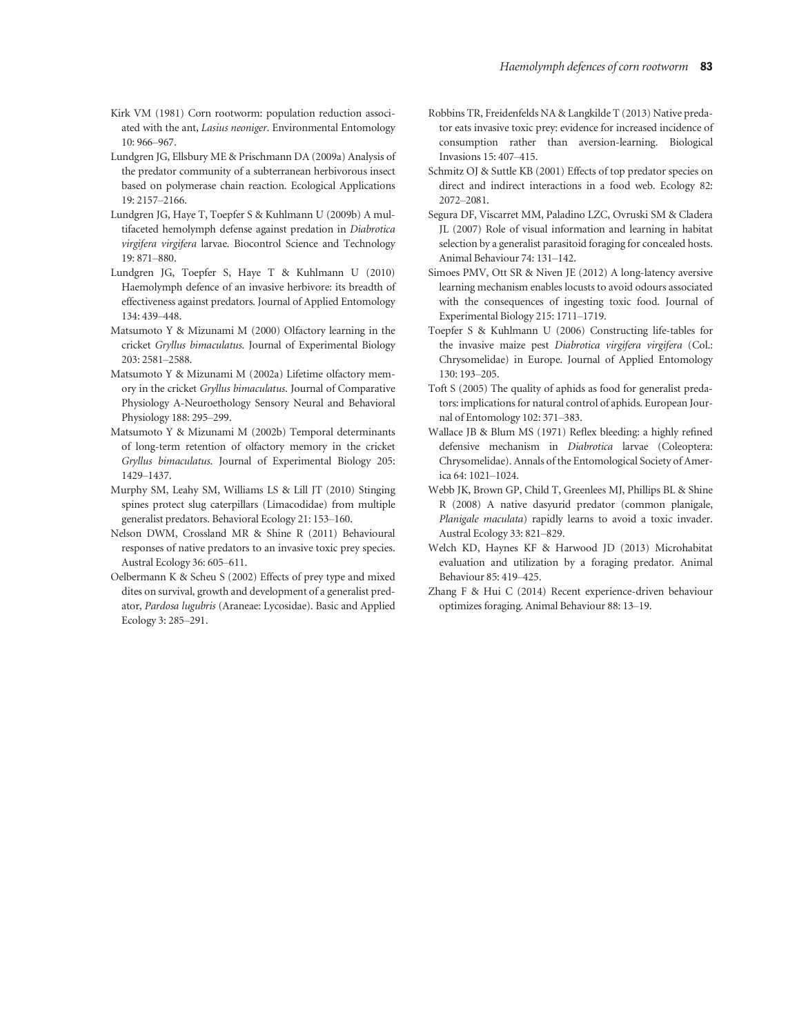Kirk VM (1981) Corn rootworm: population reduction associated with the ant, *Lasius neoniger*. Environmental Entomology 10: 966–967.

Lundgren JG, Ellsbury ME & Prischmann DA (2009a) Analysis of the predator community of a subterranean herbivorous insect based on polymerase chain reaction. Ecological Applications 19: 2157–2166.

Lundgren JG, Haye T, Toepfer S & Kuhlmann U (2009b) A multifaceted hemolymph defense against predation in *Diabrotica virgifera virgifera* larvae. Biocontrol Science and Technology 19: 871–880.

Lundgren JG, Toepfer S, Haye T & Kuhlmann U (2010) Haemolymph defence of an invasive herbivore: its breadth of effectiveness against predators. Journal of Applied Entomology 134: 439–448.

Matsumoto Y & Mizunami M (2000) Olfactory learning in the cricket *Gryllus bimaculatus*. Journal of Experimental Biology 203: 2581–2588.

Matsumoto Y & Mizunami M (2002a) Lifetime olfactory memory in the cricket *Gryllus bimaculatus*. Journal of Comparative Physiology A-Neuroethology Sensory Neural and Behavioral Physiology 188: 295–299.

Matsumoto Y & Mizunami M (2002b) Temporal determinants of long-term retention of olfactory memory in the cricket *Gryllus bimaculatus*. Journal of Experimental Biology 205: 1429–1437.

Murphy SM, Leahy SM, Williams LS & Lill JT (2010) Stinging spines protect slug caterpillars (Limacodidae) from multiple generalist predators. Behavioral Ecology 21: 153–160.

Nelson DWM, Crossland MR & Shine R (2011) Behavioural responses of native predators to an invasive toxic prey species. Austral Ecology 36: 605–611.

Oelbermann K & Scheu S (2002) Effects of prey type and mixed dites on survival, growth and development of a generalist predator, *Pardosa lugubris* (Araneae: Lycosidae). Basic and Applied Ecology 3: 285–291.

Robbins TR, Freidenfelds NA & Langkilde T (2013) Native predator eats invasive toxic prey: evidence for increased incidence of consumption rather than aversion-learning. Biological Invasions 15: 407–415.

Schmitz OJ & Suttle KB (2001) Effects of top predator species on direct and indirect interactions in a food web. Ecology 82: 2072–2081.

Segura DF, Viscarret MM, Paladino LZC, Ovruski SM & Cladera JL (2007) Role of visual information and learning in habitat selection by a generalist parasitoid foraging for concealed hosts. Animal Behaviour 74: 131–142.

Simoes PMV, Ott SR & Niven JE (2012) A long-latency aversive learning mechanism enables locusts to avoid odours associated with the consequences of ingesting toxic food. Journal of Experimental Biology 215: 1711–1719.

Toepfer S & Kuhlmann U (2006) Constructing life-tables for the invasive maize pest *Diabrotica virgifera virgifera* (Col.: Chrysomelidae) in Europe. Journal of Applied Entomology 130: 193–205.

Toft S (2005) The quality of aphids as food for generalist predators: implications for natural control of aphids. European Journal of Entomology 102: 371–383.

Wallace JB & Blum MS (1971) Reflex bleeding: a highly refined defensive mechanism in *Diabrotica* larvae (Coleoptera: Chrysomelidae). Annals of the Entomological Society of America 64: 1021–1024.

Webb JK, Brown GP, Child T, Greenlees MJ, Phillips BL & Shine R (2008) A native dasyurid predator (common planigale, *Planigale maculata*) rapidly learns to avoid a toxic invader. Austral Ecology 33: 821–829.

Welch KD, Haynes KF & Harwood JD (2013) Microhabitat evaluation and utilization by a foraging predator. Animal Behaviour 85: 419–425.

Zhang F & Hui C (2014) Recent experience-driven behaviour optimizes foraging. Animal Behaviour 88: 13–19.